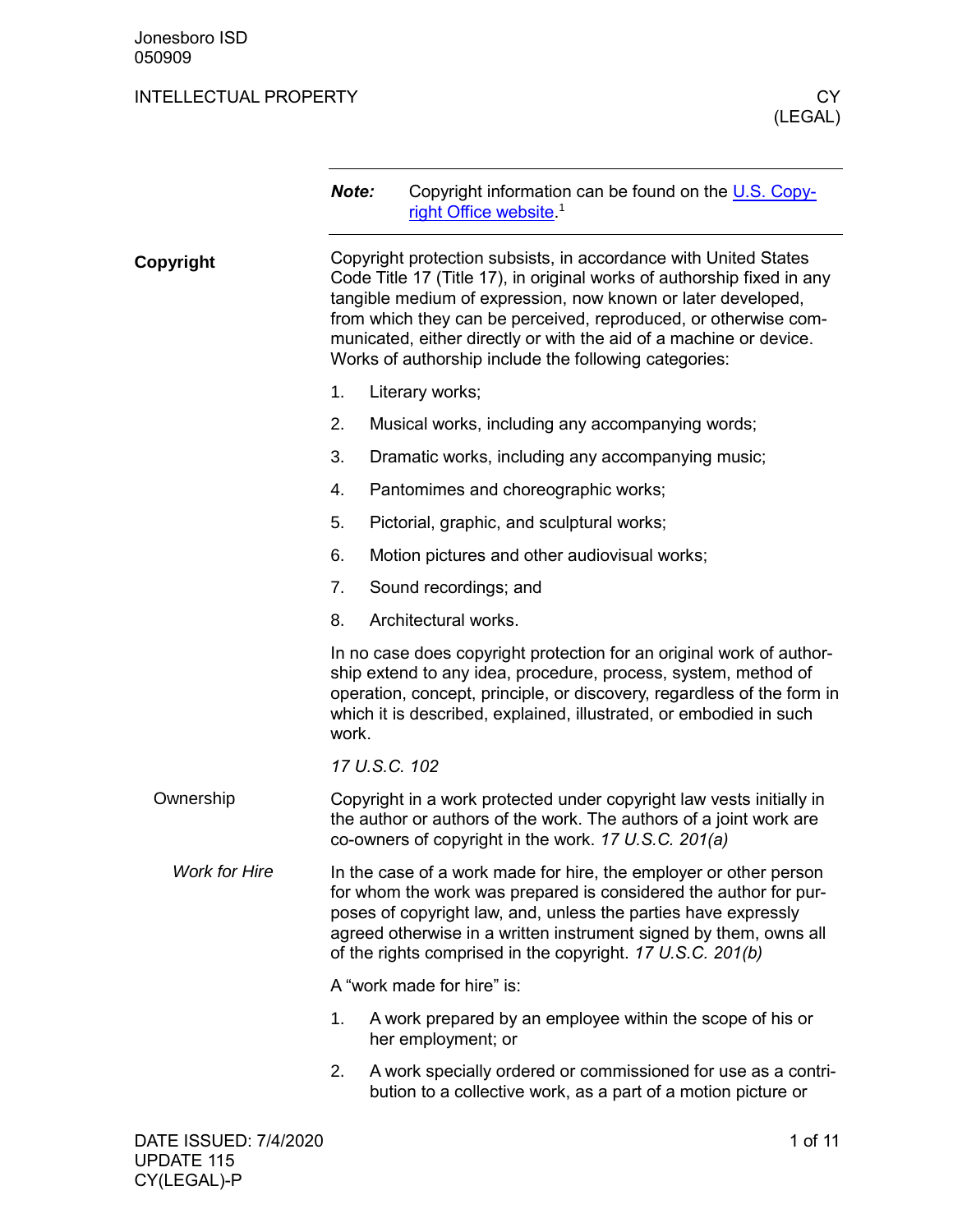Jonesboro ISD
050909

# INTELLECTUAL PROPERTY

CY
(LEGAL)

***Note:*** Copyright information can be found on the [U.S. Copyright Office website](#).[1]

## Copyright

Copyright protection subsists, in accordance with United States Code Title 17 (Title 17), in original works of authorship fixed in any tangible medium of expression, now known or later developed, from which they can be perceived, reproduced, or otherwise communicated, either directly or with the aid of a machine or device. Works of authorship include the following categories:

1. Literary works;
2. Musical works, including any accompanying words;
3. Dramatic works, including any accompanying music;
4. Pantomimes and choreographic works;
5. Pictorial, graphic, and sculptural works;
6. Motion pictures and other audiovisual works;
7. Sound recordings; and
8. Architectural works.

In no case does copyright protection for an original work of authorship extend to any idea, procedure, process, system, method of operation, concept, principle, or discovery, regardless of the form in which it is described, explained, illustrated, or embodied in such work.

*17 U.S.C. 102*

### Ownership

Copyright in a work protected under copyright law vests initially in the author or authors of the work. The authors of a joint work are co-owners of copyright in the work. *17 U.S.C. 201(a)*

#### *Work for Hire*

In the case of a work made for hire, the employer or other person for whom the work was prepared is considered the author for purposes of copyright law, and, unless the parties have expressly agreed otherwise in a written instrument signed by them, owns all of the rights comprised in the copyright. *17 U.S.C. 201(b)*

A "work made for hire" is:

1. A work prepared by an employee within the scope of his or her employment; or
2. A work specially ordered or commissioned for use as a contribution to a collective work, as a part of a motion picture or

DATE ISSUED: 7/4/2020
UPDATE 115
CY(LEGAL)-P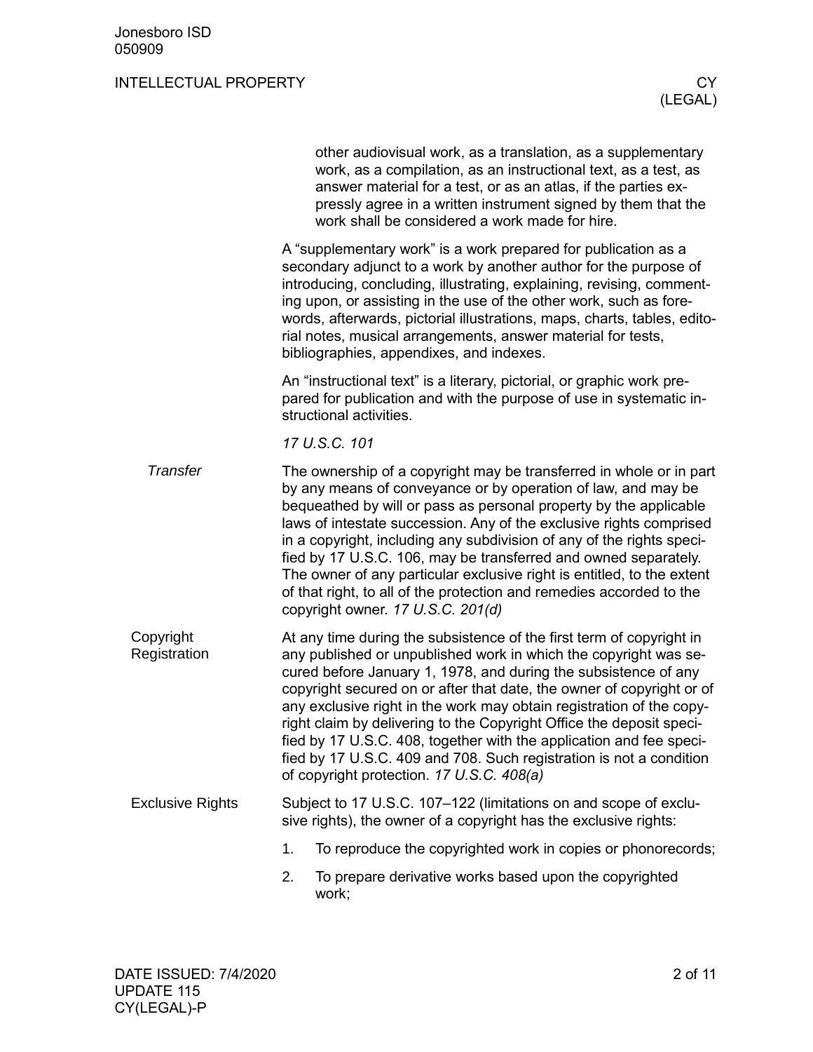other audiovisual work, as a translation, as a supplementary work, as a compilation, as an instructional text, as a test, as answer material for a test, or as an atlas, if the parties expressly agree in a written instrument signed by them that the work shall be considered a work made for hire.

A "supplementary work" is a work prepared for publication as a secondary adjunct to a work by another author for the purpose of introducing, concluding, illustrating, explaining, revising, commenting upon, or assisting in the use of the other work, such as forewords, afterwards, pictorial illustrations, maps, charts, tables, editorial notes, musical arrangements, answer material for tests, bibliographies, appendixes, and indexes.

An "instructional text" is a literary, pictorial, or graphic work prepared for publication and with the purpose of use in systematic instructional activities.

*17 U.S.C. 101*

### *Transfer*

The ownership of a copyright may be transferred in whole or in part by any means of conveyance or by operation of law, and may be bequeathed by will or pass as personal property by the applicable laws of intestate succession. Any of the exclusive rights comprised in a copyright, including any subdivision of any of the rights specified by 17 U.S.C. 106, may be transferred and owned separately. The owner of any particular exclusive right is entitled, to the extent of that right, to all of the protection and remedies accorded to the copyright owner. *17 U.S.C. 201(d)*

## Copyright Registration

At any time during the subsistence of the first term of copyright in any published or unpublished work in which the copyright was secured before January 1, 1978, and during the subsistence of any copyright secured on or after that date, the owner of copyright or of any exclusive right in the work may obtain registration of the copyright claim by delivering to the Copyright Office the deposit specified by 17 U.S.C. 408, together with the application and fee specified by 17 U.S.C. 409 and 708. Such registration is not a condition of copyright protection. *17 U.S.C. 408(a)*

## Exclusive Rights

Subject to 17 U.S.C. 107–122 (limitations on and scope of exclusive rights), the owner of a copyright has the exclusive rights:

1. To reproduce the copyrighted work in copies or phonorecords;
2. To prepare derivative works based upon the copyrighted work;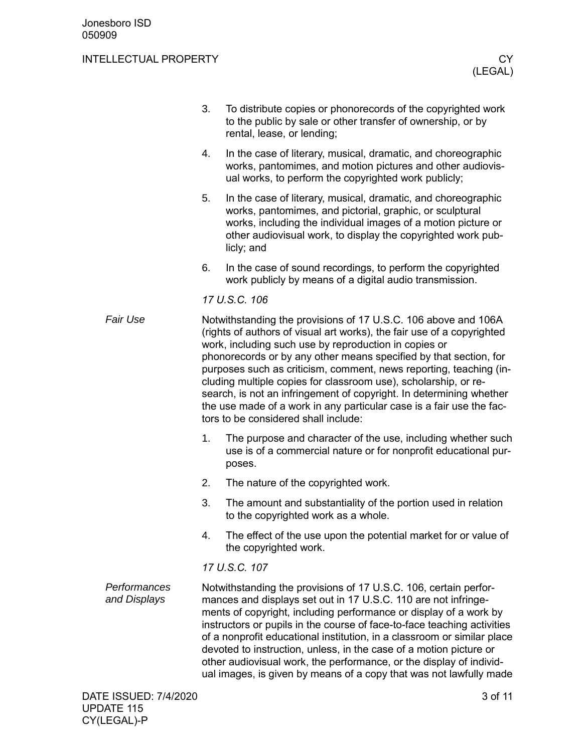3. To distribute copies or phonorecords of the copyrighted work to the public by sale or other transfer of ownership, or by rental, lease, or lending;
4. In the case of literary, musical, dramatic, and choreographic works, pantomimes, and motion pictures and other audiovisual works, to perform the copyrighted work publicly;
5. In the case of literary, musical, dramatic, and choreographic works, pantomimes, and pictorial, graphic, or sculptural works, including the individual images of a motion picture or other audiovisual work, to display the copyrighted work publicly; and
6. In the case of sound recordings, to perform the copyrighted work publicly by means of a digital audio transmission.

*17 U.S.C. 106*

### *Fair Use*

Notwithstanding the provisions of 17 U.S.C. 106 above and 106A (rights of authors of visual art works), the fair use of a copyrighted work, including such use by reproduction in copies or phonorecords or by any other means specified by that section, for purposes such as criticism, comment, news reporting, teaching (including multiple copies for classroom use), scholarship, or research, is not an infringement of copyright. In determining whether the use made of a work in any particular case is a fair use the factors to be considered shall include:

1. The purpose and character of the use, including whether such use is of a commercial nature or for nonprofit educational purposes.
2. The nature of the copyrighted work.
3. The amount and substantiality of the portion used in relation to the copyrighted work as a whole.
4. The effect of the use upon the potential market for or value of the copyrighted work.

*17 U.S.C. 107*

### *Performances and Displays*

Notwithstanding the provisions of 17 U.S.C. 106, certain performances and displays set out in 17 U.S.C. 110 are not infringements of copyright, including performance or display of a work by instructors or pupils in the course of face-to-face teaching activities of a nonprofit educational institution, in a classroom or similar place devoted to instruction, unless, in the case of a motion picture or other audiovisual work, the performance, or the display of individual images, is given by means of a copy that was not lawfully made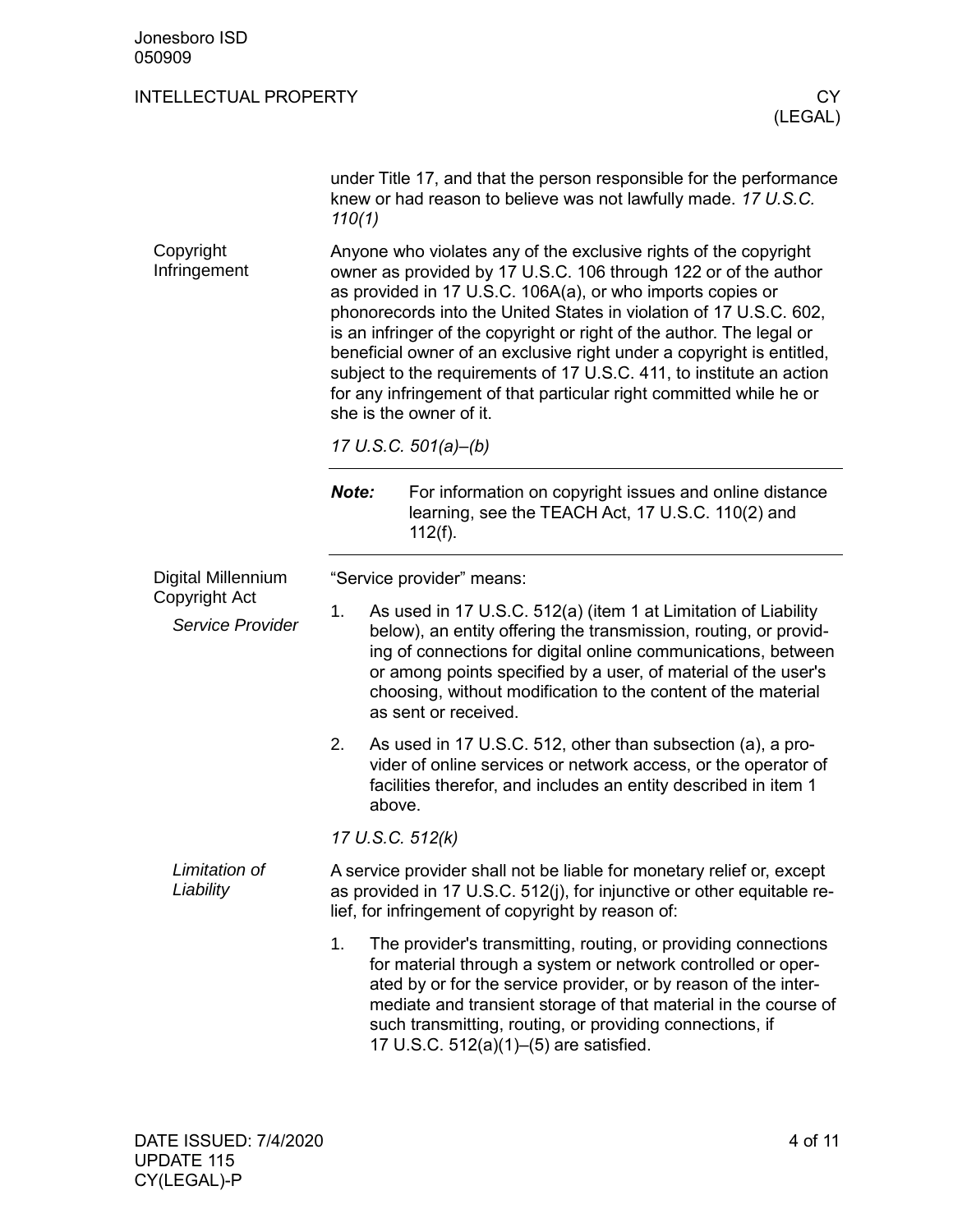under Title 17, and that the person responsible for the performance knew or had reason to believe was not lawfully made. *17 U.S.C. 110(1)*

## Copyright Infringement

Anyone who violates any of the exclusive rights of the copyright owner as provided by 17 U.S.C. 106 through 122 or of the author as provided in 17 U.S.C. 106A(a), or who imports copies or phonorecords into the United States in violation of 17 U.S.C. 602, is an infringer of the copyright or right of the author. The legal or beneficial owner of an exclusive right under a copyright is entitled, subject to the requirements of 17 U.S.C. 411, to institute an action for any infringement of that particular right committed while he or she is the owner of it.

*17 U.S.C. 501(a)–(b)*

---

**Note:** For information on copyright issues and online distance learning, see the TEACH Act, 17 U.S.C. 110(2) and 112(f).

---

## Digital Millennium Copyright Act

### *Service Provider*

"Service provider" means:

1. As used in 17 U.S.C. 512(a) (item 1 at Limitation of Liability below), an entity offering the transmission, routing, or providing of connections for digital online communications, between or among points specified by a user, of material of the user's choosing, without modification to the content of the material as sent or received.
2. As used in 17 U.S.C. 512, other than subsection (a), a provider of online services or network access, or the operator of facilities therefor, and includes an entity described in item 1 above.

*17 U.S.C. 512(k)*

### *Limitation of Liability*

A service provider shall not be liable for monetary relief or, except as provided in 17 U.S.C. 512(j), for injunctive or other equitable relief, for infringement of copyright by reason of:

1. The provider's transmitting, routing, or providing connections for material through a system or network controlled or operated by or for the service provider, or by reason of the intermediate and transient storage of that material in the course of such transmitting, routing, or providing connections, if 17 U.S.C. 512(a)(1)–(5) are satisfied.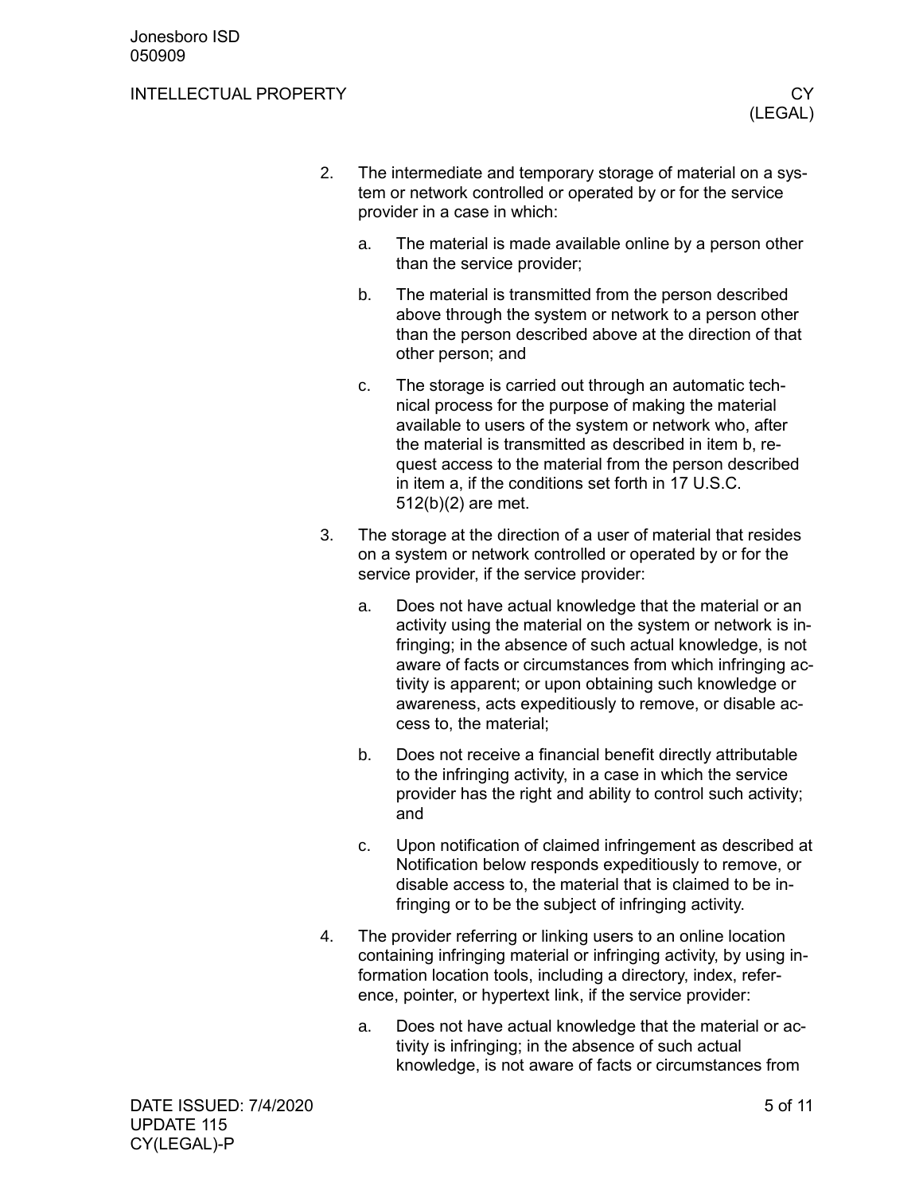2. The intermediate and temporary storage of material on a system or network controlled or operated by or for the service provider in a case in which:

    a. The material is made available online by a person other than the service provider;

    b. The material is transmitted from the person described above through the system or network to a person other than the person described above at the direction of that other person; and

    c. The storage is carried out through an automatic technical process for the purpose of making the material available to users of the system or network who, after the material is transmitted as described in item b, request access to the material from the person described in item a, if the conditions set forth in 17 U.S.C. 512(b)(2) are met.

3. The storage at the direction of a user of material that resides on a system or network controlled or operated by or for the service provider, if the service provider:

    a. Does not have actual knowledge that the material or an activity using the material on the system or network is infringing; in the absence of such actual knowledge, is not aware of facts or circumstances from which infringing activity is apparent; or upon obtaining such knowledge or awareness, acts expeditiously to remove, or disable access to, the material;

    b. Does not receive a financial benefit directly attributable to the infringing activity, in a case in which the service provider has the right and ability to control such activity; and

    c. Upon notification of claimed infringement as described at Notification below responds expeditiously to remove, or disable access to, the material that is claimed to be infringing or to be the subject of infringing activity.

4. The provider referring or linking users to an online location containing infringing material or infringing activity, by using information location tools, including a directory, index, reference, pointer, or hypertext link, if the service provider:

    a. Does not have actual knowledge that the material or activity is infringing; in the absence of such actual knowledge, is not aware of facts or circumstances from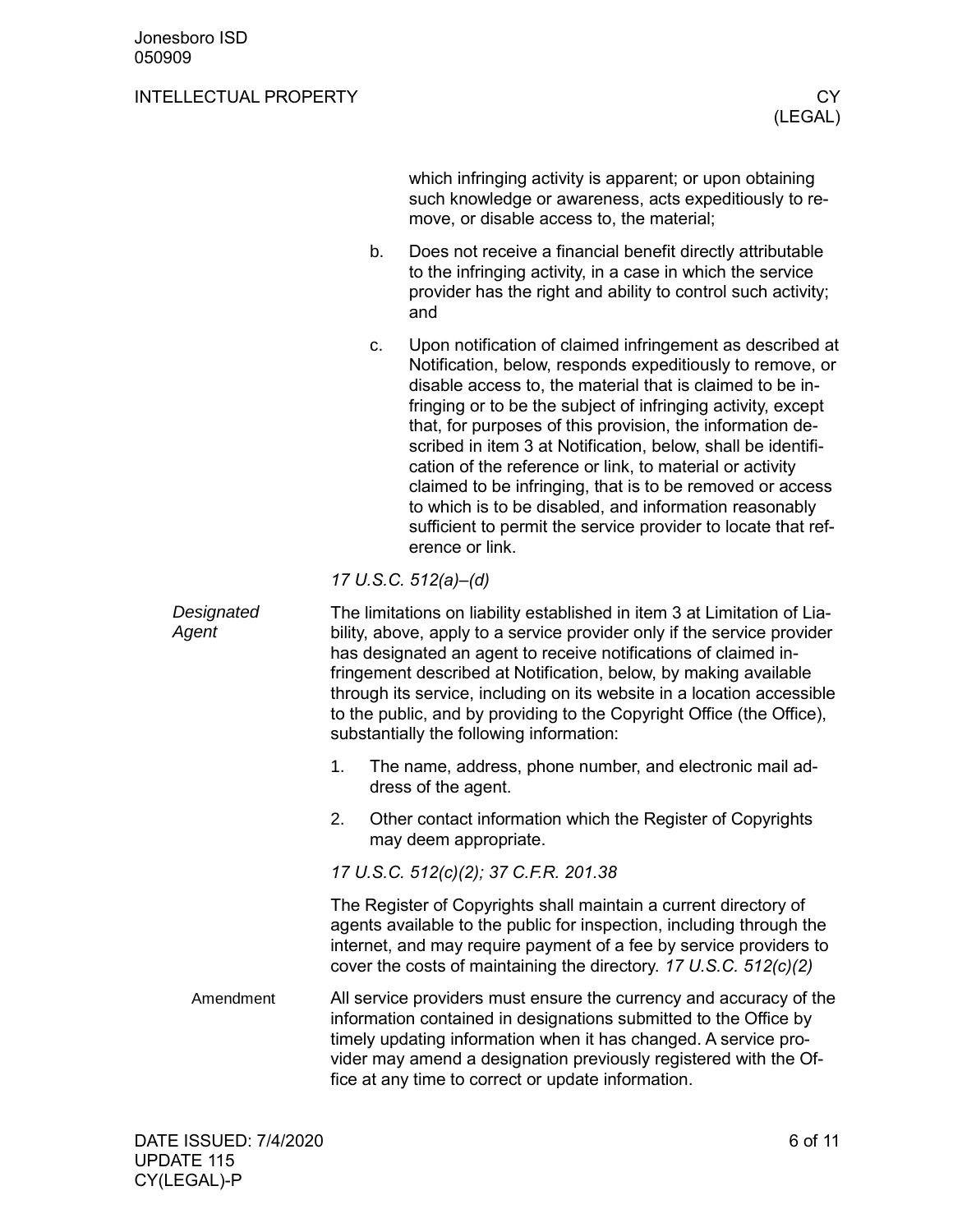which infringing activity is apparent; or upon obtaining such knowledge or awareness, acts expeditiously to remove, or disable access to, the material;

b. Does not receive a financial benefit directly attributable to the infringing activity, in a case in which the service provider has the right and ability to control such activity; and

c. Upon notification of claimed infringement as described at Notification, below, responds expeditiously to remove, or disable access to, the material that is claimed to be infringing or to be the subject of infringing activity, except that, for purposes of this provision, the information described in item 3 at Notification, below, shall be identification of the reference or link, to material or activity claimed to be infringing, that is to be removed or access to which is to be disabled, and information reasonably sufficient to permit the service provider to locate that reference or link.

*17 U.S.C. 512(a)–(d)*

### *Designated Agent*

The limitations on liability established in item 3 at Limitation of Liability, above, apply to a service provider only if the service provider has designated an agent to receive notifications of claimed infringement described at Notification, below, by making available through its service, including on its website in a location accessible to the public, and by providing to the Copyright Office (the Office), substantially the following information:

1. The name, address, phone number, and electronic mail address of the agent.
2. Other contact information which the Register of Copyrights may deem appropriate.

*17 U.S.C. 512(c)(2); 37 C.F.R. 201.38*

The Register of Copyrights shall maintain a current directory of agents available to the public for inspection, including through the internet, and may require payment of a fee by service providers to cover the costs of maintaining the directory. *17 U.S.C. 512(c)(2)*

#### Amendment

All service providers must ensure the currency and accuracy of the information contained in designations submitted to the Office by timely updating information when it has changed. A service provider may amend a designation previously registered with the Office at any time to correct or update information.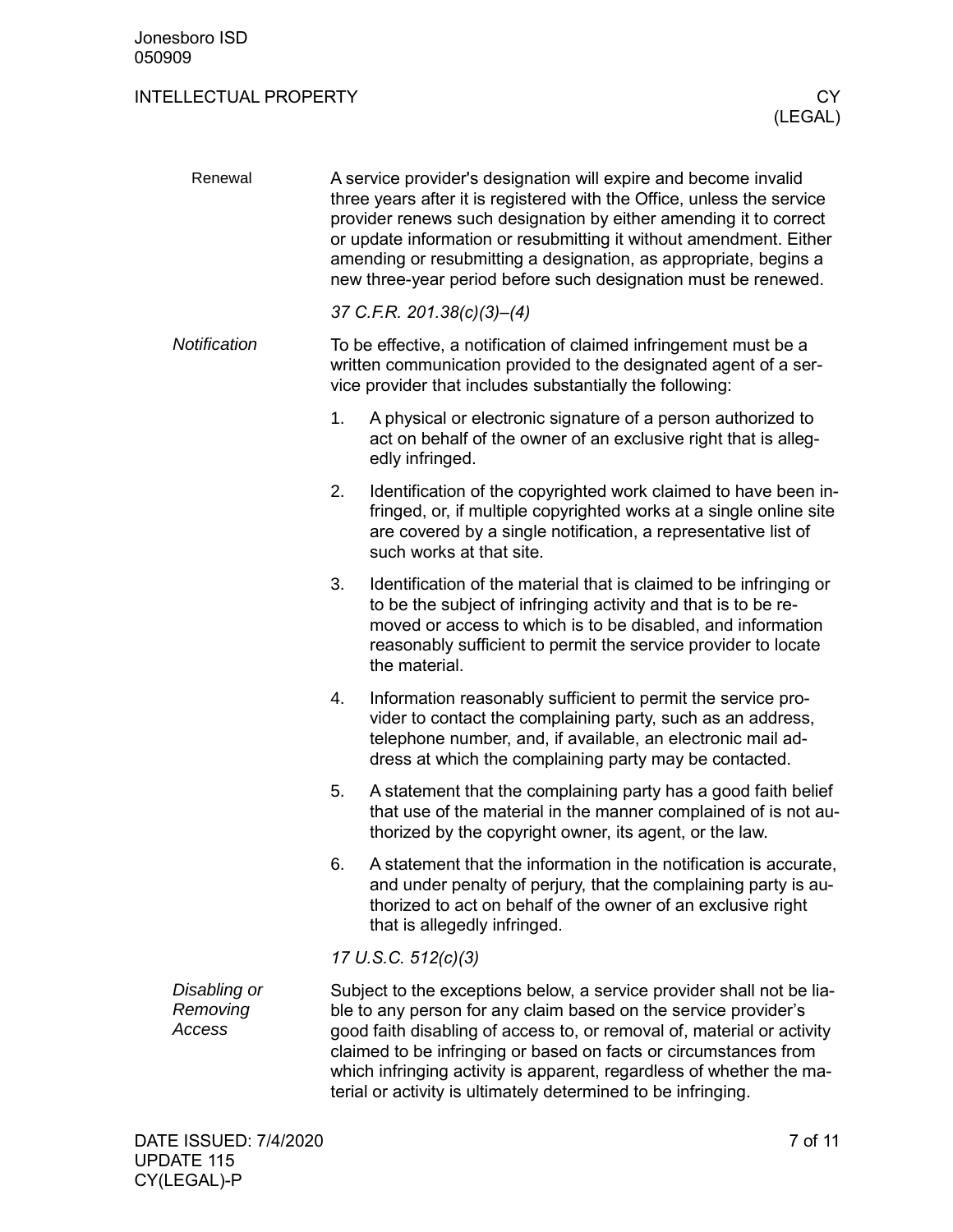Renewal

A service provider's designation will expire and become invalid three years after it is registered with the Office, unless the service provider renews such designation by either amending it to correct or update information or resubmitting it without amendment. Either amending or resubmitting a designation, as appropriate, begins a new three-year period before such designation must be renewed.

*37 C.F.R. 201.38(c)(3)–(4)*

*Notification*

To be effective, a notification of claimed infringement must be a written communication provided to the designated agent of a service provider that includes substantially the following:

1. A physical or electronic signature of a person authorized to act on behalf of the owner of an exclusive right that is allegedly infringed.
2. Identification of the copyrighted work claimed to have been infringed, or, if multiple copyrighted works at a single online site are covered by a single notification, a representative list of such works at that site.
3. Identification of the material that is claimed to be infringing or to be the subject of infringing activity and that is to be removed or access to which is to be disabled, and information reasonably sufficient to permit the service provider to locate the material.
4. Information reasonably sufficient to permit the service provider to contact the complaining party, such as an address, telephone number, and, if available, an electronic mail address at which the complaining party may be contacted.
5. A statement that the complaining party has a good faith belief that use of the material in the manner complained of is not authorized by the copyright owner, its agent, or the law.
6. A statement that the information in the notification is accurate, and under penalty of perjury, that the complaining party is authorized to act on behalf of the owner of an exclusive right that is allegedly infringed.

*17 U.S.C. 512(c)(3)*

*Disabling or Removing Access*

Subject to the exceptions below, a service provider shall not be liable to any person for any claim based on the service provider's good faith disabling of access to, or removal of, material or activity claimed to be infringing or based on facts or circumstances from which infringing activity is apparent, regardless of whether the material or activity is ultimately determined to be infringing.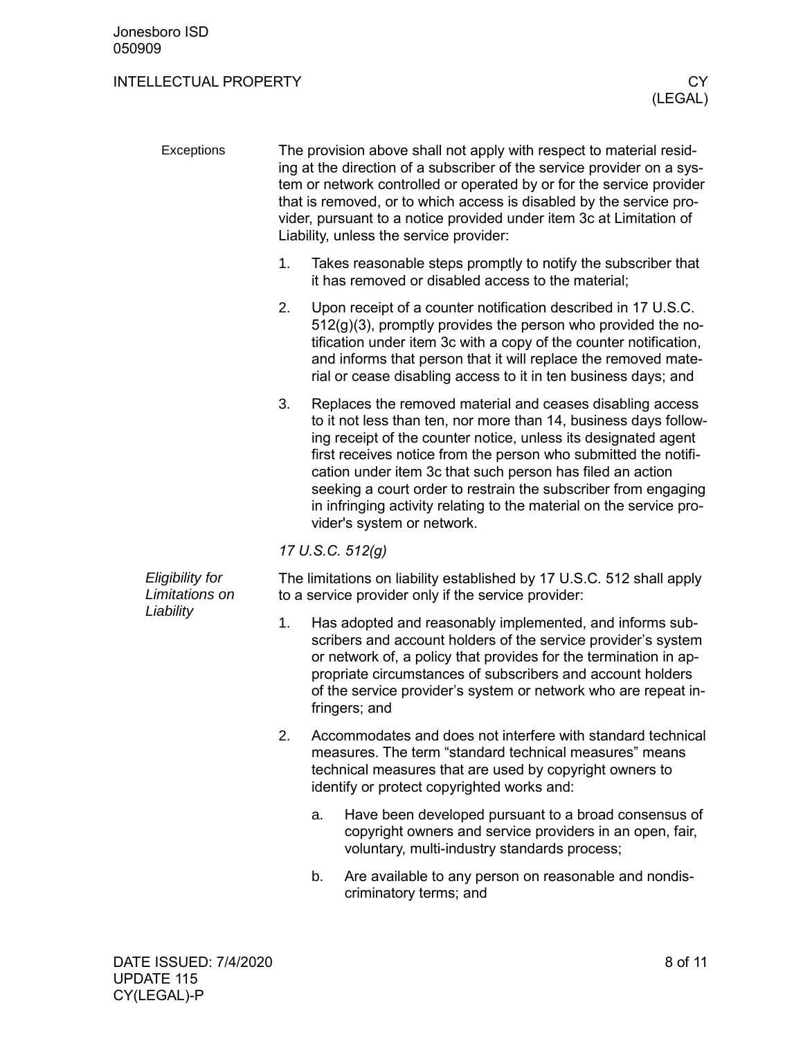### Exceptions

The provision above shall not apply with respect to material residing at the direction of a subscriber of the service provider on a system or network controlled or operated by or for the service provider that is removed, or to which access is disabled by the service provider, pursuant to a notice provided under item 3c at Limitation of Liability, unless the service provider:

1. Takes reasonable steps promptly to notify the subscriber that it has removed or disabled access to the material;
2. Upon receipt of a counter notification described in 17 U.S.C. 512(g)(3), promptly provides the person who provided the notification under item 3c with a copy of the counter notification, and informs that person that it will replace the removed material or cease disabling access to it in ten business days; and
3. Replaces the removed material and ceases disabling access to it not less than ten, nor more than 14, business days following receipt of the counter notice, unless its designated agent first receives notice from the person who submitted the notification under item 3c that such person has filed an action seeking a court order to restrain the subscriber from engaging in infringing activity relating to the material on the service provider's system or network.

*17 U.S.C. 512(g)*

### *Eligibility for Limitations on Liability*

The limitations on liability established by 17 U.S.C. 512 shall apply to a service provider only if the service provider:

1. Has adopted and reasonably implemented, and informs subscribers and account holders of the service provider's system or network of, a policy that provides for the termination in appropriate circumstances of subscribers and account holders of the service provider's system or network who are repeat infringers; and
2. Accommodates and does not interfere with standard technical measures. The term "standard technical measures" means technical measures that are used by copyright owners to identify or protect copyrighted works and:
   a. Have been developed pursuant to a broad consensus of copyright owners and service providers in an open, fair, voluntary, multi-industry standards process;
   b. Are available to any person on reasonable and nondiscriminatory terms; and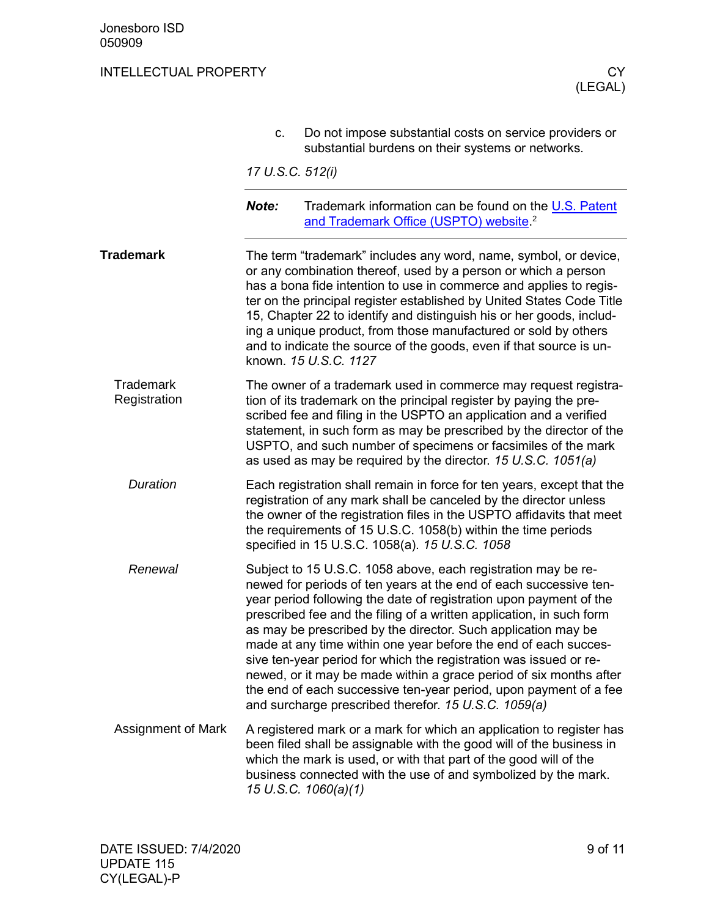c. Do not impose substantial costs on service providers or substantial burdens on their systems or networks.

*17 U.S.C. 512(i)*

---

***Note:*** Trademark information can be found on the [U.S. Patent and Trademark Office (USPTO) website](#).[2]

---

## Trademark

The term "trademark" includes any word, name, symbol, or device, or any combination thereof, used by a person or which a person has a bona fide intention to use in commerce and applies to register on the principal register established by United States Code Title 15, Chapter 22 to identify and distinguish his or her goods, including a unique product, from those manufactured or sold by others and to indicate the source of the goods, even if that source is unknown. *15 U.S.C. 1127*

### Trademark Registration

The owner of a trademark used in commerce may request registration of its trademark on the principal register by paying the prescribed fee and filing in the USPTO an application and a verified statement, in such form as may be prescribed by the director of the USPTO, and such number of specimens or facsimiles of the mark as used as may be required by the director. *15 U.S.C. 1051(a)*

#### *Duration*

Each registration shall remain in force for ten years, except that the registration of any mark shall be canceled by the director unless the owner of the registration files in the USPTO affidavits that meet the requirements of 15 U.S.C. 1058(b) within the time periods specified in 15 U.S.C. 1058(a). *15 U.S.C. 1058*

#### *Renewal*

Subject to 15 U.S.C. 1058 above, each registration may be renewed for periods of ten years at the end of each successive ten-year period following the date of registration upon payment of the prescribed fee and the filing of a written application, in such form as may be prescribed by the director. Such application may be made at any time within one year before the end of each successive ten-year period for which the registration was issued or renewed, or it may be made within a grace period of six months after the end of each successive ten-year period, upon payment of a fee and surcharge prescribed therefor. *15 U.S.C. 1059(a)*

### Assignment of Mark

A registered mark or a mark for which an application to register has been filed shall be assignable with the good will of the business in which the mark is used, or with that part of the good will of the business connected with the use of and symbolized by the mark. *15 U.S.C. 1060(a)(1)*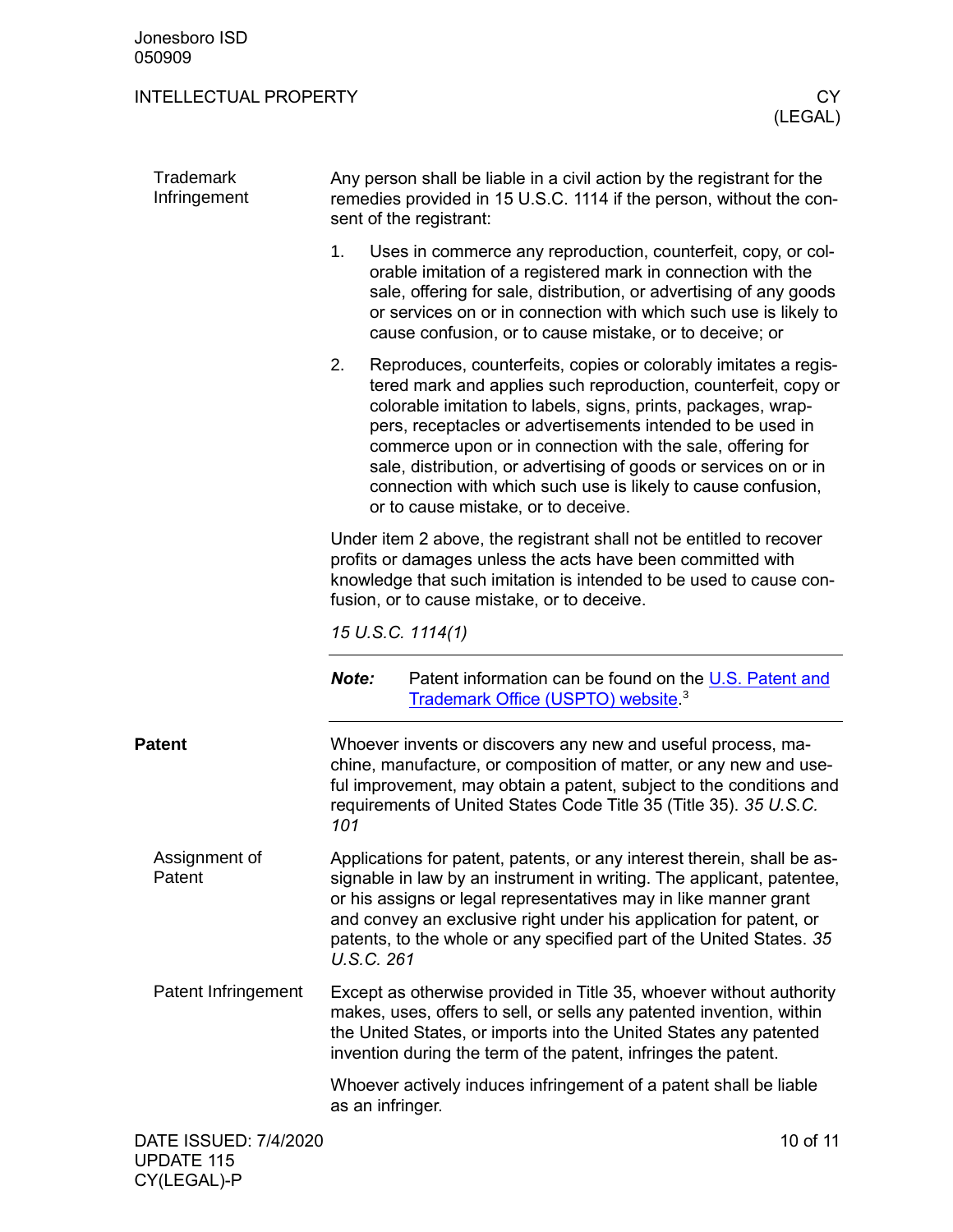### Trademark Infringement

Any person shall be liable in a civil action by the registrant for the remedies provided in 15 U.S.C. 1114 if the person, without the consent of the registrant:

1. Uses in commerce any reproduction, counterfeit, copy, or colorable imitation of a registered mark in connection with the sale, offering for sale, distribution, or advertising of any goods or services on or in connection with which such use is likely to cause confusion, or to cause mistake, or to deceive; or
2. Reproduces, counterfeits, copies or colorably imitates a registered mark and applies such reproduction, counterfeit, copy or colorable imitation to labels, signs, prints, packages, wrappers, receptacles or advertisements intended to be used in commerce upon or in connection with the sale, offering for sale, distribution, or advertising of goods or services on or in connection with which such use is likely to cause confusion, or to cause mistake, or to deceive.

Under item 2 above, the registrant shall not be entitled to recover profits or damages unless the acts have been committed with knowledge that such imitation is intended to be used to cause confusion, or to cause mistake, or to deceive.

*15 U.S.C. 1114(1)*

---

***Note:*** Patent information can be found on the U.S. Patent and Trademark Office (USPTO) website.[3]

---

## Patent

Whoever invents or discovers any new and useful process, machine, manufacture, or composition of matter, or any new and useful improvement, may obtain a patent, subject to the conditions and requirements of United States Code Title 35 (Title 35). *35 U.S.C. 101*

### Assignment of Patent

Applications for patent, patents, or any interest therein, shall be assignable in law by an instrument in writing. The applicant, patentee, or his assigns or legal representatives may in like manner grant and convey an exclusive right under his application for patent, or patents, to the whole or any specified part of the United States. *35 U.S.C. 261*

### Patent Infringement

Except as otherwise provided in Title 35, whoever without authority makes, uses, offers to sell, or sells any patented invention, within the United States, or imports into the United States any patented invention during the term of the patent, infringes the patent.

Whoever actively induces infringement of a patent shall be liable as an infringer.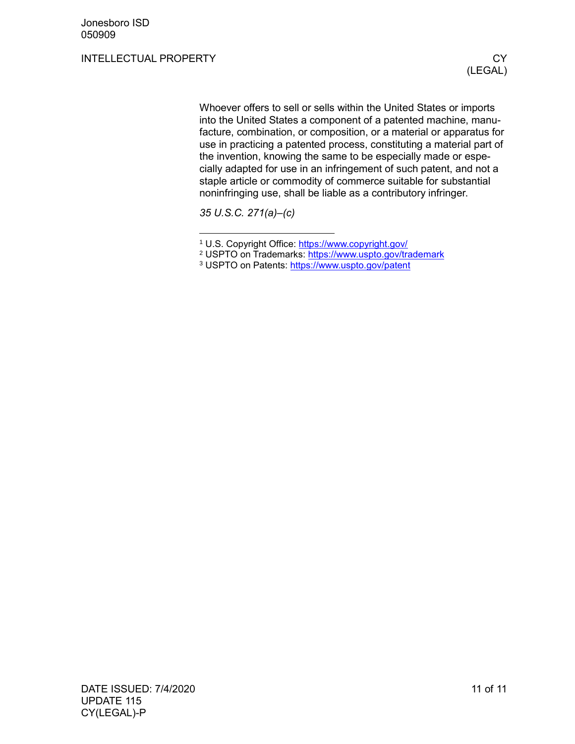Whoever offers to sell or sells within the United States or imports into the United States a component of a patented machine, manufacture, combination, or composition, or a material or apparatus for use in practicing a patented process, constituting a material part of the invention, knowing the same to be especially made or especially adapted for use in an infringement of such patent, and not a staple article or commodity of commerce suitable for substantial noninfringing use, shall be liable as a contributory infringer.

*35 U.S.C. 271(a)–(c)*

---

[1] U.S. Copyright Office: https://www.copyright.gov/

[2] USPTO on Trademarks: https://www.uspto.gov/trademark

[3] USPTO on Patents: https://www.uspto.gov/patent